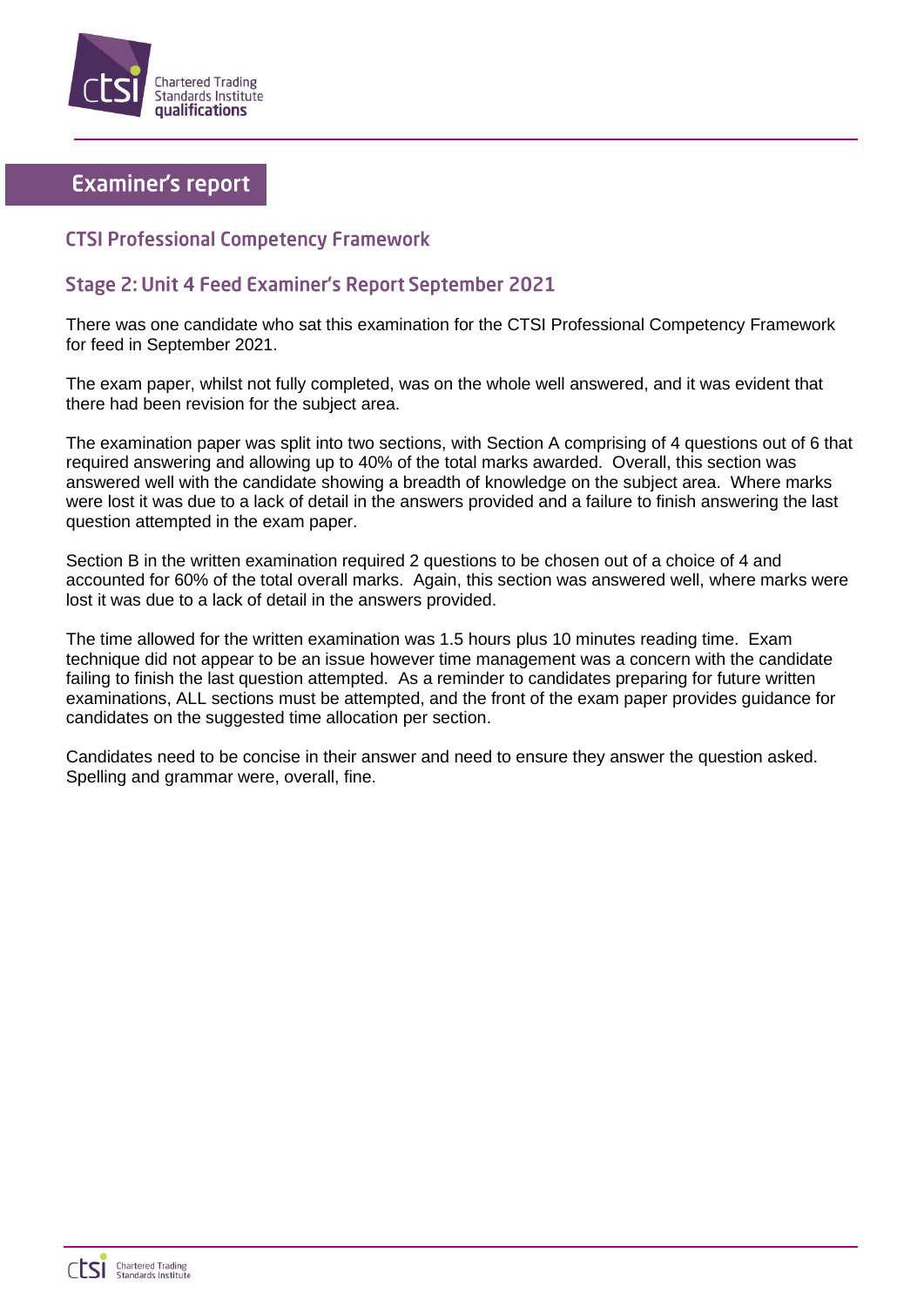# Examiner's report

## CTSI Professional Competency Framework

## Stage 2: Unit 4 Feed Examiner's Report September 2021

There was one candidate who sat this examination for the CTSI Professional Competency Framework for feed in September 2021.

The exam paper, whilst not fully completed, was on the whole well answered, and it was evident that there had been revision for the subject area.

The examination paper was split into two sections, with Section A comprising of 4 questions out of 6 that required answering and allowing up to 40% of the total marks awarded. Overall, this section was answered well with the candidate showing a breadth of knowledge on the subject area. Where marks were lost it was due to a lack of detail in the answers provided and a failure to finish answering the last question attempted in the exam paper.

Section B in the written examination required 2 questions to be chosen out of a choice of 4 and accounted for 60% of the total overall marks. Again, this section was answered well, where marks were lost it was due to a lack of detail in the answers provided.

The time allowed for the written examination was 1.5 hours plus 10 minutes reading time. Exam technique did not appear to be an issue however time management was a concern with the candidate failing to finish the last question attempted. As a reminder to candidates preparing for future written examinations, ALL sections must be attempted, and the front of the exam paper provides guidance for candidates on the suggested time allocation per section.

Candidates need to be concise in their answer and need to ensure they answer the question asked. Spelling and grammar were, overall, fine.